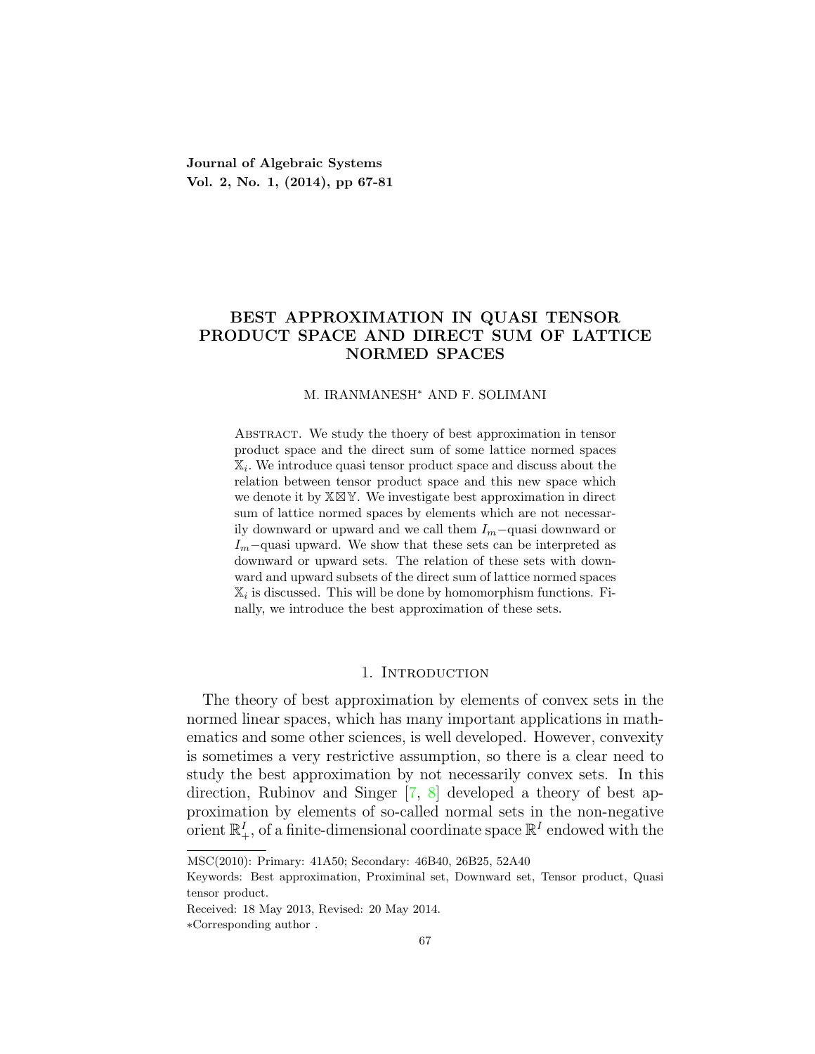**Journal of Algebraic Systems**
**Vol. 2, No. 1, (2014), pp 67-81**

# BEST APPROXIMATION IN QUASI TENSOR PRODUCT SPACE AND DIRECT SUM OF LATTICE NORMED SPACES

M. IRANMANESH* AND F. SOLIMANI

Abstract. We study the thoery of best approximation in tensor product space and the direct sum of some lattice normed spaces $\mathbb{X}_i$. We introduce quasi tensor product space and discuss about the relation between tensor product space and this new space which we denote it by $\mathbb{X}\boxtimes\mathbb{Y}$. We investigate best approximation in direct sum of lattice normed spaces by elements which are not necessarily downward or upward and we call them $I_m-$quasi downward or $I_m-$quasi upward. We show that these sets can be interpreted as downward or upward sets. The relation of these sets with downward and upward subsets of the direct sum of lattice normed spaces $\mathbb{X}_i$ is discussed. This will be done by homomorphism functions. Finally, we introduce the best approximation of these sets.

## 1. Introduction

The theory of best approximation by elements of convex sets in the normed linear spaces, which has many important applications in mathematics and some other sciences, is well developed. However, convexity is sometimes a very restrictive assumption, so there is a clear need to study the best approximation by not necessarily convex sets. In this direction, Rubinov and Singer [7, 8] developed a theory of best approximation by elements of so-called normal sets in the non-negative orient $\mathbb{R}^I_+$, of a finite-dimensional coordinate space $\mathbb{R}^I$ endowed with the

MSC(2010): Primary: 41A50; Secondary: 46B40, 26B25, 52A40

Keywords: Best approximation, Proximinal set, Downward set, Tensor product, Quasi tensor product.

Received: 18 May 2013, Revised: 20 May 2014.

*Corresponding author .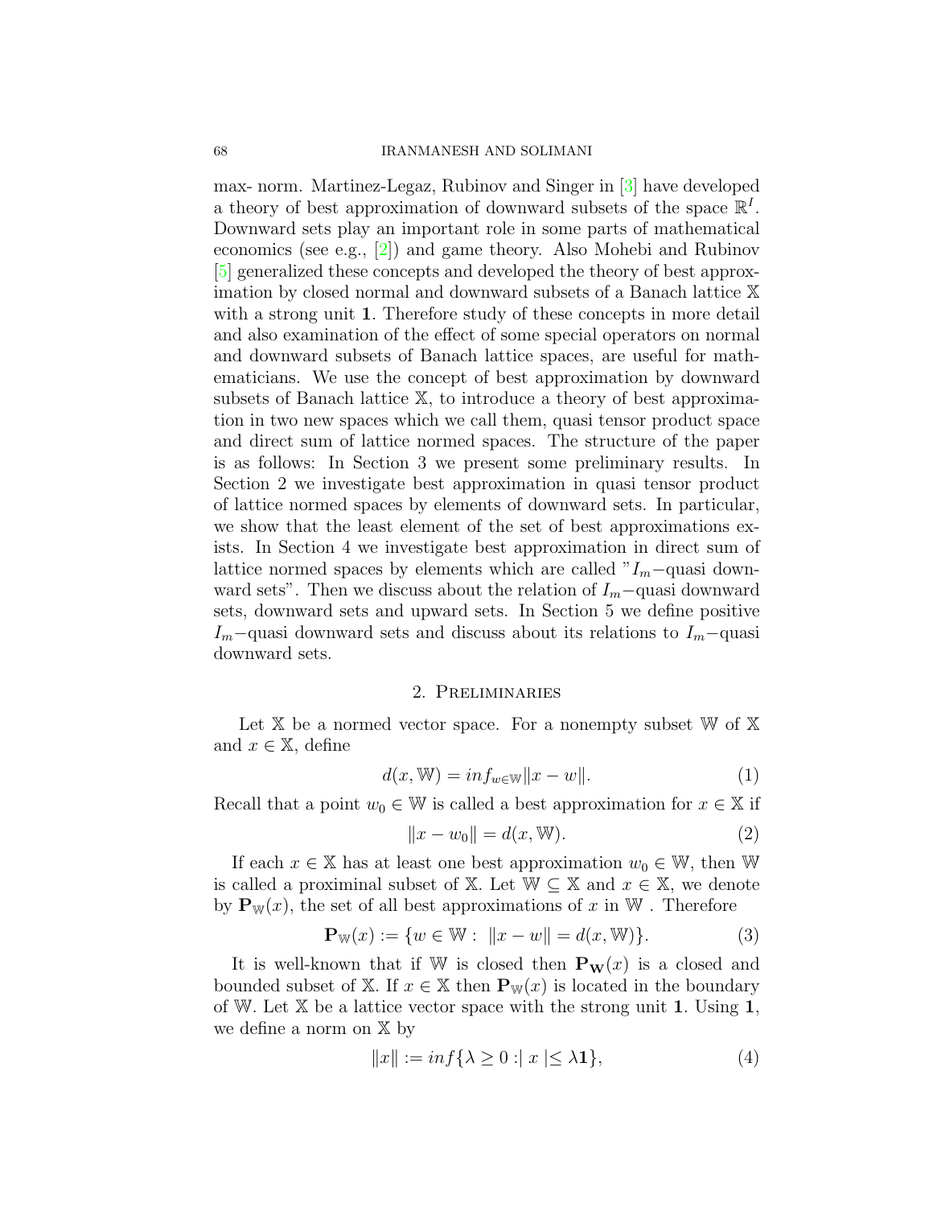max- norm. Martinez-Legaz, Rubinov and Singer in [3] have developed a theory of best approximation of downward subsets of the space $\mathbb{R}^I$. Downward sets play an important role in some parts of mathematical economics (see e.g., [2]) and game theory. Also Mohebi and Rubinov [5] generalized these concepts and developed the theory of best approximation by closed normal and downward subsets of a Banach lattice $\mathbb{X}$ with a strong unit $\mathbf{1}$. Therefore study of these concepts in more detail and also examination of the effect of some special operators on normal and downward subsets of Banach lattice spaces, are useful for mathematicians. We use the concept of best approximation by downward subsets of Banach lattice $\mathbb{X}$, to introduce a theory of best approximation in two new spaces which we call them, quasi tensor product space and direct sum of lattice normed spaces. The structure of the paper is as follows: In Section 3 we present some preliminary results. In Section 2 we investigate best approximation in quasi tensor product of lattice normed spaces by elements of downward sets. In particular, we show that the least element of the set of best approximations exists. In Section 4 we investigate best approximation in direct sum of lattice normed spaces by elements which are called "$I_m-$quasi downward sets". Then we discuss about the relation of $I_m-$quasi downward sets, downward sets and upward sets. In Section 5 we define positive $I_m-$quasi downward sets and discuss about its relations to $I_m-$quasi downward sets.

## 2. Preliminaries

Let $\mathbb{X}$ be a normed vector space. For a nonempty subset $\mathbb{W}$ of $\mathbb{X}$ and $x \in \mathbb{X}$, define

$$d(x, \mathbb{W}) = inf_{w \in \mathbb{W}} \|x - w\|. \tag{1}$$

Recall that a point $w_0 \in \mathbb{W}$ is called a best approximation for $x \in \mathbb{X}$ if

$$\|x - w_0\| = d(x, \mathbb{W}). \tag{2}$$

If each $x \in \mathbb{X}$ has at least one best approximation $w_0 \in \mathbb{W}$, then $\mathbb{W}$ is called a proximinal subset of $\mathbb{X}$. Let $\mathbb{W} \subseteq \mathbb{X}$ and $x \in \mathbb{X}$, we denote by $\mathbf{P}_{\mathbb{W}}(x)$, the set of all best approximations of $x$ in $\mathbb{W}$ . Therefore

$$\mathbf{P}_{\mathbb{W}}(x) := \{w \in \mathbb{W} : \ \|x - w\| = d(x, \mathbb{W})\}. \tag{3}$$

It is well-known that if $\mathbb{W}$ is closed then $\mathbf{P}_{\mathbf{W}}(x)$ is a closed and bounded subset of $\mathbb{X}$. If $x \in \mathbb{X}$ then $\mathbf{P}_{\mathbb{W}}(x)$ is located in the boundary of $\mathbb{W}$. Let $\mathbb{X}$ be a lattice vector space with the strong unit $\mathbf{1}$. Using $\mathbf{1}$, we define a norm on $\mathbb{X}$ by

$$\|x\| := inf\{\lambda \geq 0 :| \ x \ |\leq \lambda \mathbf{1}\}, \tag{4}$$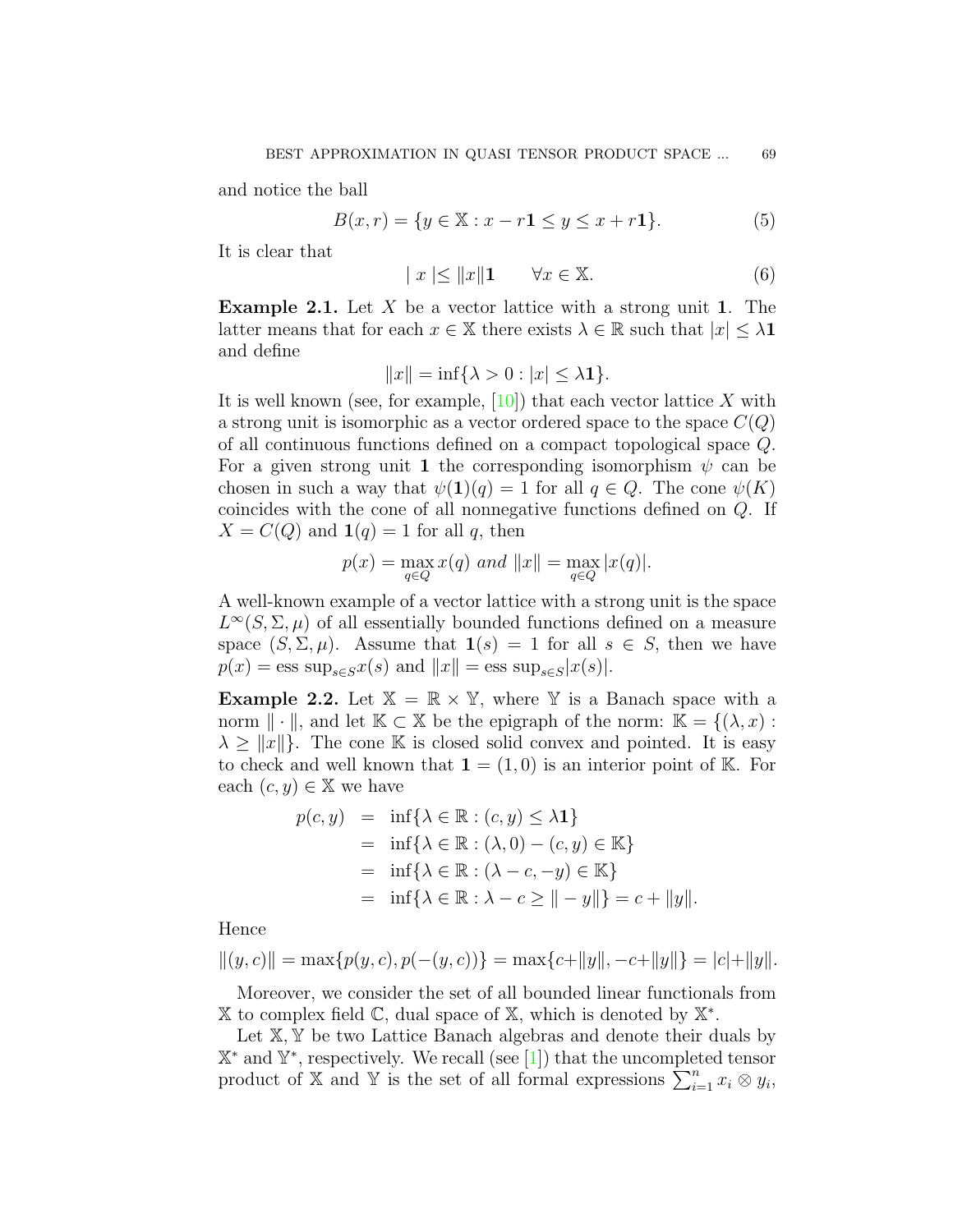and notice the ball

$$B(x,r) = \{y \in \mathbb{X} : x - r\mathbf{1} \leq y \leq x + r\mathbf{1}\}. \tag{5}$$

It is clear that

$$| \, x \, |\leq \|x\|\mathbf{1} \qquad \forall x \in \mathbb{X}. \tag{6}$$

**Example 2.1.** Let $X$ be a vector lattice with a strong unit $\mathbf{1}$. The latter means that for each $x \in \mathbb{X}$ there exists $\lambda \in \mathbb{R}$ such that $|x| \leq \lambda\mathbf{1}$ and define

$$\|x\| = \inf\{\lambda > 0 : |x| \leq \lambda\mathbf{1}\}.$$

It is well known (see, for example, [10]) that each vector lattice $X$ with a strong unit is isomorphic as a vector ordered space to the space $C(Q)$ of all continuous functions defined on a compact topological space $Q$. For a given strong unit $\mathbf{1}$ the corresponding isomorphism $\psi$ can be chosen in such a way that $\psi(\mathbf{1})(q) = 1$ for all $q \in Q$. The cone $\psi(K)$ coincides with the cone of all nonnegative functions defined on $Q$. If $X = C(Q)$ and $\mathbf{1}(q) = 1$ for all $q$, then

$$p(x) = \max_{q\in Q} x(q) \textit{ and } \|x\| = \max_{q\in Q} |x(q)|.$$

A well-known example of a vector lattice with a strong unit is the space $L^\infty(S, \Sigma, \mu)$ of all essentially bounded functions defined on a measure space $(S, \Sigma, \mu)$. Assume that $\mathbf{1}(s) = 1$ for all $s \in S$, then we have $p(x) = \text{ess sup}_{s\in S} x(s)$ and $\|x\| = \text{ess sup}_{s\in S}|x(s)|$.

**Example 2.2.** Let $\mathbb{X} = \mathbb{R} \times \mathbb{Y}$, where $\mathbb{Y}$ is a Banach space with a norm $\|\cdot\|$, and let $\mathbb{K} \subset \mathbb{X}$ be the epigraph of the norm: $\mathbb{K} = \{(\lambda, x) : \lambda \geq \|x\|\}$. The cone $\mathbb{K}$ is closed solid convex and pointed. It is easy to check and well known that $\mathbf{1} = (1, 0)$ is an interior point of $\mathbb{K}$. For each $(c, y) \in \mathbb{X}$ we have

$$\begin{aligned} p(c,y) &= \inf\{\lambda \in \mathbb{R} : (c,y) \leq \lambda\mathbf{1}\} \\ &= \inf\{\lambda \in \mathbb{R} : (\lambda, 0) - (c,y) \in \mathbb{K}\} \\ &= \inf\{\lambda \in \mathbb{R} : (\lambda - c, -y) \in \mathbb{K}\} \\ &= \inf\{\lambda \in \mathbb{R} : \lambda - c \geq \| - y\|\} = c + \|y\|. \end{aligned}$$

Hence

$$\|(y,c)\| = \max\{p(y,c), p(-(y,c))\} = \max\{c+\|y\|, -c+\|y\|\} = |c|+\|y\|.$$

Moreover, we consider the set of all bounded linear functionals from $\mathbb{X}$ to complex field $\mathbb{C}$, dual space of $\mathbb{X}$, which is denoted by $\mathbb{X}^*$.

Let $\mathbb{X}, \mathbb{Y}$ be two Lattice Banach algebras and denote their duals by $\mathbb{X}^*$ and $\mathbb{Y}^*$, respectively. We recall (see [1]) that the uncompleted tensor product of $\mathbb{X}$ and $\mathbb{Y}$ is the set of all formal expressions $\sum_{i=1}^n x_i \otimes y_i$,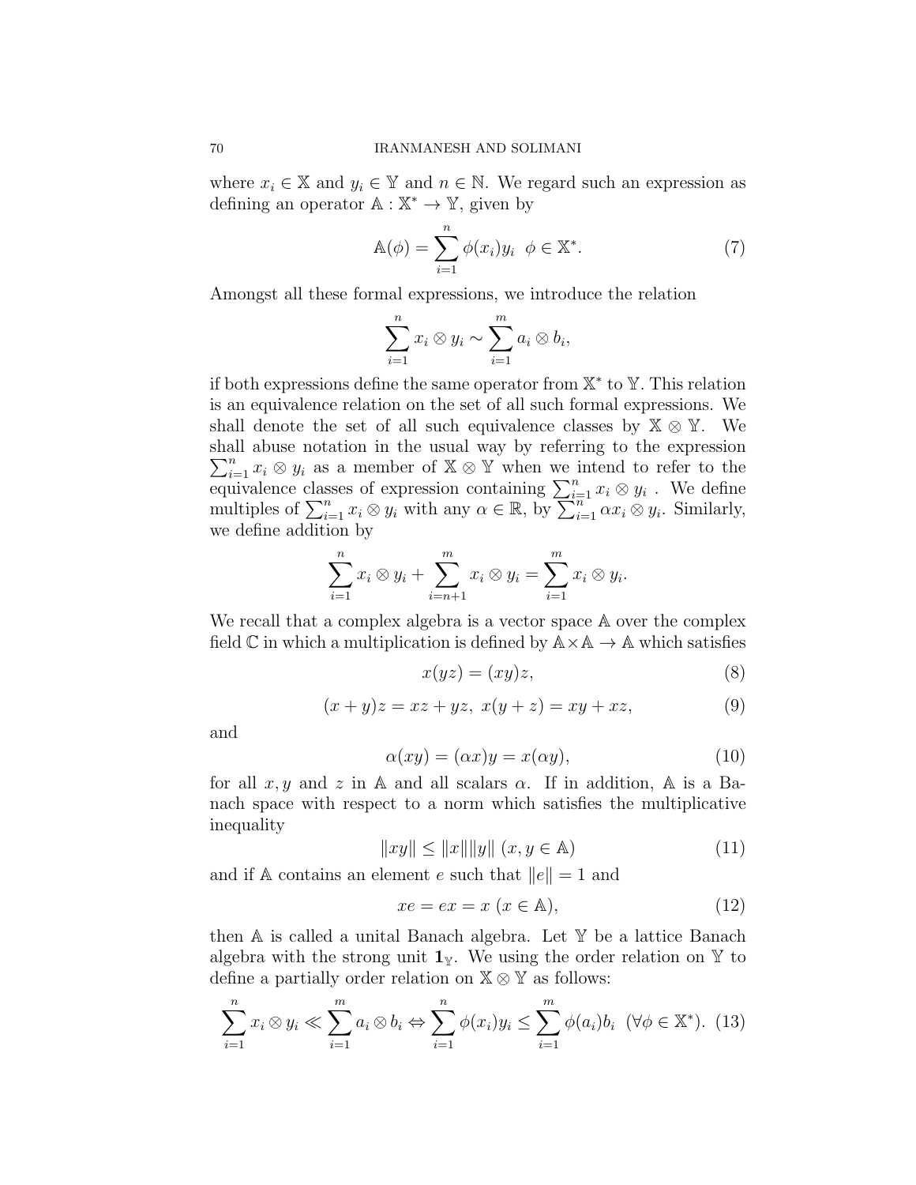where $x_i \in \mathbb{X}$ and $y_i \in \mathbb{Y}$ and $n \in \mathbb{N}$. We regard such an expression as defining an operator $\mathbb{A} : \mathbb{X}^* \to \mathbb{Y}$, given by

$$\mathbb{A}(\phi) = \sum_{i=1}^{n} \phi(x_i) y_i \ \ \phi \in \mathbb{X}^*. \tag{7}$$

Amongst all these formal expressions, we introduce the relation

$$\sum_{i=1}^{n} x_i \otimes y_i \sim \sum_{i=1}^{m} a_i \otimes b_i,$$

if both expressions define the same operator from $\mathbb{X}^*$ to $\mathbb{Y}$. This relation is an equivalence relation on the set of all such formal expressions. We shall denote the set of all such equivalence classes by $\mathbb{X} \otimes \mathbb{Y}$. We shall abuse notation in the usual way by referring to the expression $\sum_{i=1}^{n} x_i \otimes y_i$ as a member of $\mathbb{X} \otimes \mathbb{Y}$ when we intend to refer to the equivalence classes of expression containing $\sum_{i=1}^{n} x_i \otimes y_i$ . We define multiples of $\sum_{i=1}^{n} x_i \otimes y_i$ with any $\alpha \in \mathbb{R}$, by $\sum_{i=1}^{n} \alpha x_i \otimes y_i$. Similarly, we define addition by

$$\sum_{i=1}^{n} x_i \otimes y_i + \sum_{i=n+1}^{m} x_i \otimes y_i = \sum_{i=1}^{m} x_i \otimes y_i.$$

We recall that a complex algebra is a vector space $\mathbb{A}$ over the complex field $\mathbb{C}$ in which a multiplication is defined by $\mathbb{A} \times \mathbb{A} \to \mathbb{A}$ which satisfies

$$x(yz) = (xy)z, \tag{8}$$

$$(x + y)z = xz + yz, \ x(y + z) = xy + xz, \tag{9}$$

and

$$\alpha(xy) = (\alpha x)y = x(\alpha y), \tag{10}$$

for all $x, y$ and $z$ in $\mathbb{A}$ and all scalars $\alpha$. If in addition, $\mathbb{A}$ is a Banach space with respect to a norm which satisfies the multiplicative inequality

$$\|xy\| \leq \|x\|\|y\| \ (x, y \in \mathbb{A}) \tag{11}$$

and if $\mathbb{A}$ contains an element $e$ such that $\|e\| = 1$ and

$$xe = ex = x \ (x \in \mathbb{A}), \tag{12}$$

then $\mathbb{A}$ is called a unital Banach algebra. Let $\mathbb{Y}$ be a lattice Banach algebra with the strong unit $\mathbf{1}_{\mathbb{Y}}$. We using the order relation on $\mathbb{Y}$ to define a partially order relation on $\mathbb{X} \otimes \mathbb{Y}$ as follows:

$$\sum_{i=1}^{n} x_i \otimes y_i \ll \sum_{i=1}^{m} a_i \otimes b_i \Leftrightarrow \sum_{i=1}^{n} \phi(x_i) y_i \leq \sum_{i=1}^{m} \phi(a_i) b_i \ \ (\forall \phi \in \mathbb{X}^*). \tag{13}$$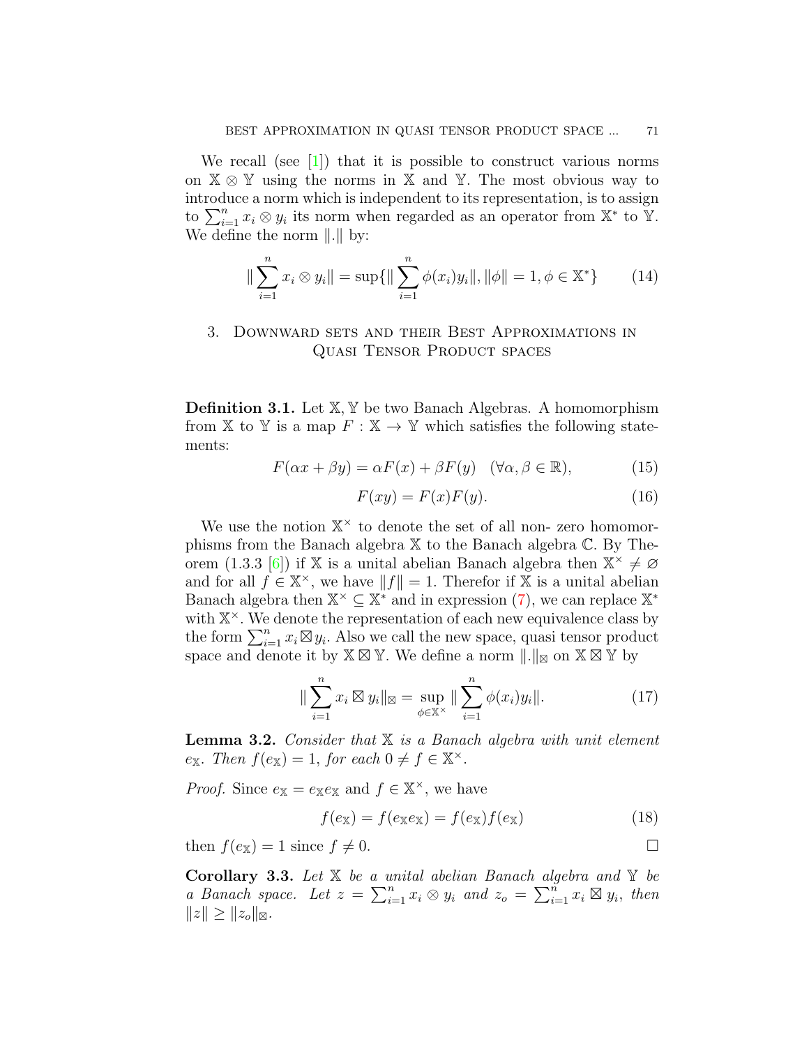We recall (see [1]) that it is possible to construct various norms on $\mathbb{X} \otimes \mathbb{Y}$ using the norms in $\mathbb{X}$ and $\mathbb{Y}$. The most obvious way to introduce a norm which is independent to its representation, is to assign to $\sum_{i=1}^{n} x_i \otimes y_i$ its norm when regarded as an operator from $\mathbb{X}^*$ to $\mathbb{Y}$. We define the norm $\|.\|$ by:

$$\|\sum_{i=1}^{n} x_i \otimes y_i\| = \sup\{\|\sum_{i=1}^{n} \phi(x_i)y_i\|, \|\phi\| = 1, \phi \in \mathbb{X}^*\} \tag{14}$$

## 3. Downward sets and their Best Approximations in Quasi Tensor Product spaces

**Definition 3.1.** Let $\mathbb{X}, \mathbb{Y}$ be two Banach Algebras. A homomorphism from $\mathbb{X}$ to $\mathbb{Y}$ is a map $F : \mathbb{X} \to \mathbb{Y}$ which satisfies the following statements:

$$F(\alpha x + \beta y) = \alpha F(x) + \beta F(y) \quad (\forall \alpha, \beta \in \mathbb{R}), \tag{15}$$

$$F(xy) = F(x)F(y). \tag{16}$$

We use the notion $\mathbb{X}^{\times}$ to denote the set of all non- zero homomorphisms from the Banach algebra $\mathbb{X}$ to the Banach algebra $\mathbb{C}$. By Theorem (1.3.3 [6]) if $\mathbb{X}$ is a unital abelian Banach algebra then $\mathbb{X}^{\times} \neq \varnothing$ and for all $f \in \mathbb{X}^{\times}$, we have $\|f\| = 1$. Therefor if $\mathbb{X}$ is a unital abelian Banach algebra then $\mathbb{X}^{\times} \subseteq \mathbb{X}^*$ and in expression (7), we can replace $\mathbb{X}^*$ with $\mathbb{X}^{\times}$. We denote the representation of each new equivalence class by the form $\sum_{i=1}^{n} x_i \boxtimes y_i$. Also we call the new space, quasi tensor product space and denote it by $\mathbb{X} \boxtimes \mathbb{Y}$. We define a norm $\|.\|_{\boxtimes}$ on $\mathbb{X} \boxtimes \mathbb{Y}$ by

$$\|\sum_{i=1}^{n} x_i \boxtimes y_i\|_{\boxtimes} = \sup_{\phi \in \mathbb{X}^{\times}} \|\sum_{i=1}^{n} \phi(x_i)y_i\|. \tag{17}$$

**Lemma 3.2.** *Consider that $\mathbb{X}$ is a Banach algebra with unit element $e_{\mathbb{X}}$. Then $f(e_{\mathbb{X}}) = 1$, for each $0 \neq f \in \mathbb{X}^{\times}$.*

*Proof.* Since $e_{\mathbb{X}} = e_{\mathbb{X}}e_{\mathbb{X}}$ and $f \in \mathbb{X}^{\times}$, we have

$$f(e_{\mathbb{X}}) = f(e_{\mathbb{X}}e_{\mathbb{X}}) = f(e_{\mathbb{X}})f(e_{\mathbb{X}}) \tag{18}$$

then $f(e_{\mathbb{X}}) = 1$ since $f \neq 0$. □

**Corollary 3.3.** *Let $\mathbb{X}$ be a unital abelian Banach algebra and $\mathbb{Y}$ be a Banach space. Let $z = \sum_{i=1}^{n} x_i \otimes y_i$ and $z_o = \sum_{i=1}^{n} x_i \boxtimes y_i$, then $\|z\| \geq \|z_o\|_{\boxtimes}$.*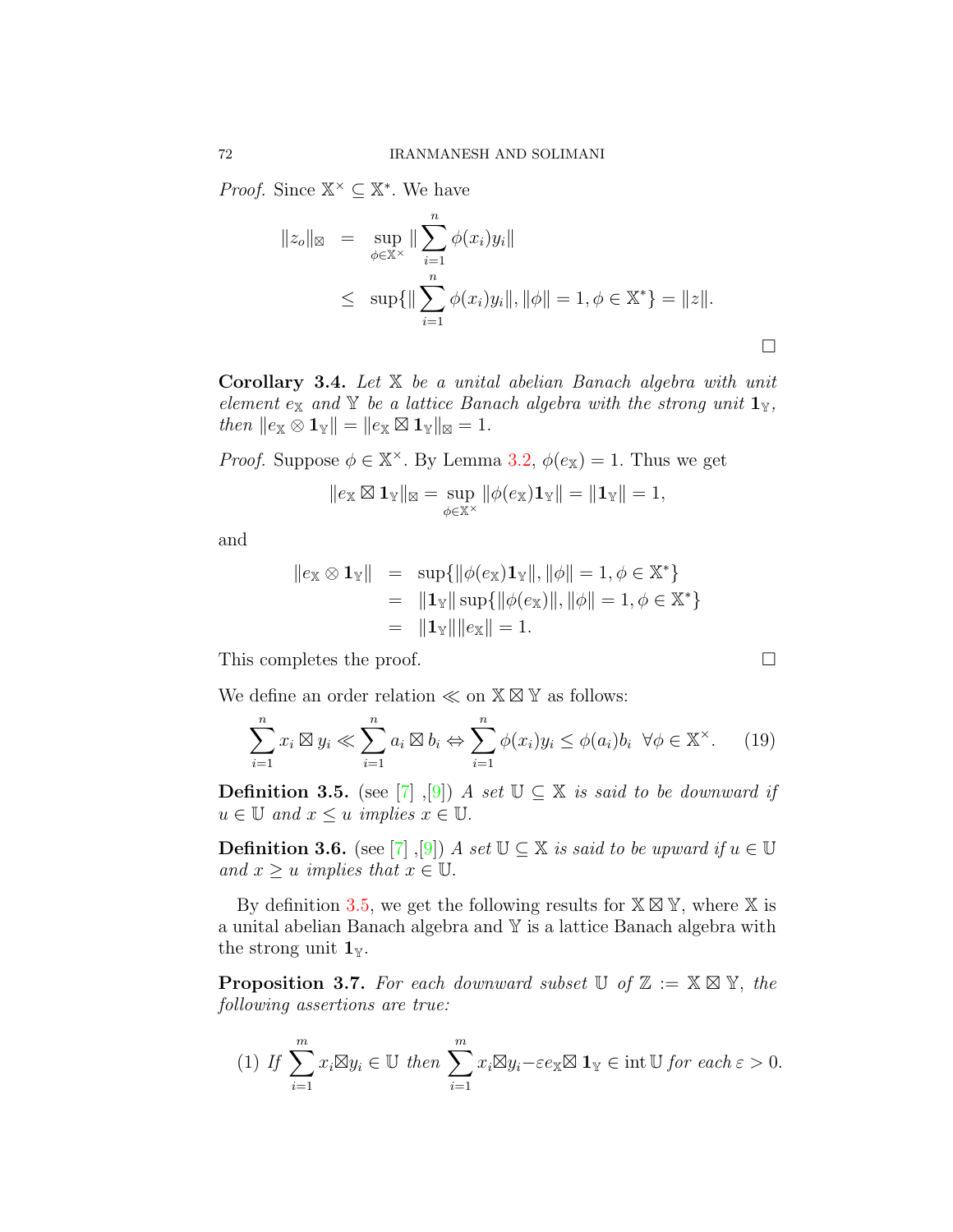*Proof.* Since $\mathbb{X}^\times \subseteq \mathbb{X}^*$. We have

$$\begin{aligned}
\|z_o\|_{\boxtimes} &= \sup_{\phi\in\mathbb{X}^\times} \|\sum_{i=1}^{n} \phi(x_i)y_i\| \\
&\leq \sup\{\|\sum_{i=1}^{n} \phi(x_i)y_i\|, \|\phi\| = 1, \phi \in \mathbb{X}^*\} = \|z\|.
\end{aligned}$$

□

**Corollary 3.4.** *Let $\mathbb{X}$ be a unital abelian Banach algebra with unit element $e_{\mathbb{X}}$ and $\mathbb{Y}$ be a lattice Banach algebra with the strong unit $\mathbf{1}_{\mathbb{Y}}$, then $\|e_{\mathbb{X}} \otimes \mathbf{1}_{\mathbb{Y}}\| = \|e_{\mathbb{X}} \boxtimes \mathbf{1}_{\mathbb{Y}}\|_{\boxtimes} = 1$.*

*Proof.* Suppose $\phi \in \mathbb{X}^\times$. By Lemma 3.2, $\phi(e_{\mathbb{X}}) = 1$. Thus we get

$$\|e_{\mathbb{X}} \boxtimes \mathbf{1}_{\mathbb{Y}}\|_{\boxtimes} = \sup_{\phi\in\mathbb{X}^\times} \|\phi(e_{\mathbb{X}})\mathbf{1}_{\mathbb{Y}}\| = \|\mathbf{1}_{\mathbb{Y}}\| = 1,$$

and

$$\begin{aligned}
\|e_{\mathbb{X}} \otimes \mathbf{1}_{\mathbb{Y}}\| &= \sup\{\|\phi(e_{\mathbb{X}})\mathbf{1}_{\mathbb{Y}}\|, \|\phi\| = 1, \phi \in \mathbb{X}^*\} \\
&= \|\mathbf{1}_{\mathbb{Y}}\| \sup\{\|\phi(e_{\mathbb{X}})\|, \|\phi\| = 1, \phi \in \mathbb{X}^*\} \\
&= \|\mathbf{1}_{\mathbb{Y}}\|\|e_{\mathbb{X}}\| = 1.
\end{aligned}$$

This completes the proof. □

We define an order relation $\ll$ on $\mathbb{X} \boxtimes \mathbb{Y}$ as follows:

$$\sum_{i=1}^{n} x_i \boxtimes y_i \ll \sum_{i=1}^{n} a_i \boxtimes b_i \Leftrightarrow \sum_{i=1}^{n} \phi(x_i)y_i \leq \phi(a_i)b_i \;\; \forall \phi \in \mathbb{X}^\times. \tag{19}$$

**Definition 3.5.** (see [7] ,[9]) *A set $\mathbb{U} \subseteq \mathbb{X}$ is said to be downward if $u \in \mathbb{U}$ and $x \leq u$ implies $x \in \mathbb{U}$.*

**Definition 3.6.** (see [7] ,[9]) *A set $\mathbb{U} \subseteq \mathbb{X}$ is said to be upward if $u \in \mathbb{U}$ and $x \geq u$ implies that $x \in \mathbb{U}$.*

By definition 3.5, we get the following results for $\mathbb{X} \boxtimes \mathbb{Y}$, where $\mathbb{X}$ is a unital abelian Banach algebra and $\mathbb{Y}$ is a lattice Banach algebra with the strong unit $\mathbf{1}_{\mathbb{Y}}$.

**Proposition 3.7.** *For each downward subset $\mathbb{U}$ of $\mathbb{Z} := \mathbb{X} \boxtimes \mathbb{Y}$, the following assertions are true:*

(1) *If* $\displaystyle\sum_{i=1}^{m} x_i \boxtimes y_i \in \mathbb{U}$ *then* $\displaystyle\sum_{i=1}^{m} x_i \boxtimes y_i - \varepsilon e_{\mathbb{X}} \boxtimes \mathbf{1}_{\mathbb{Y}} \in \operatorname{int} \mathbb{U}$ *for each* $\varepsilon > 0$.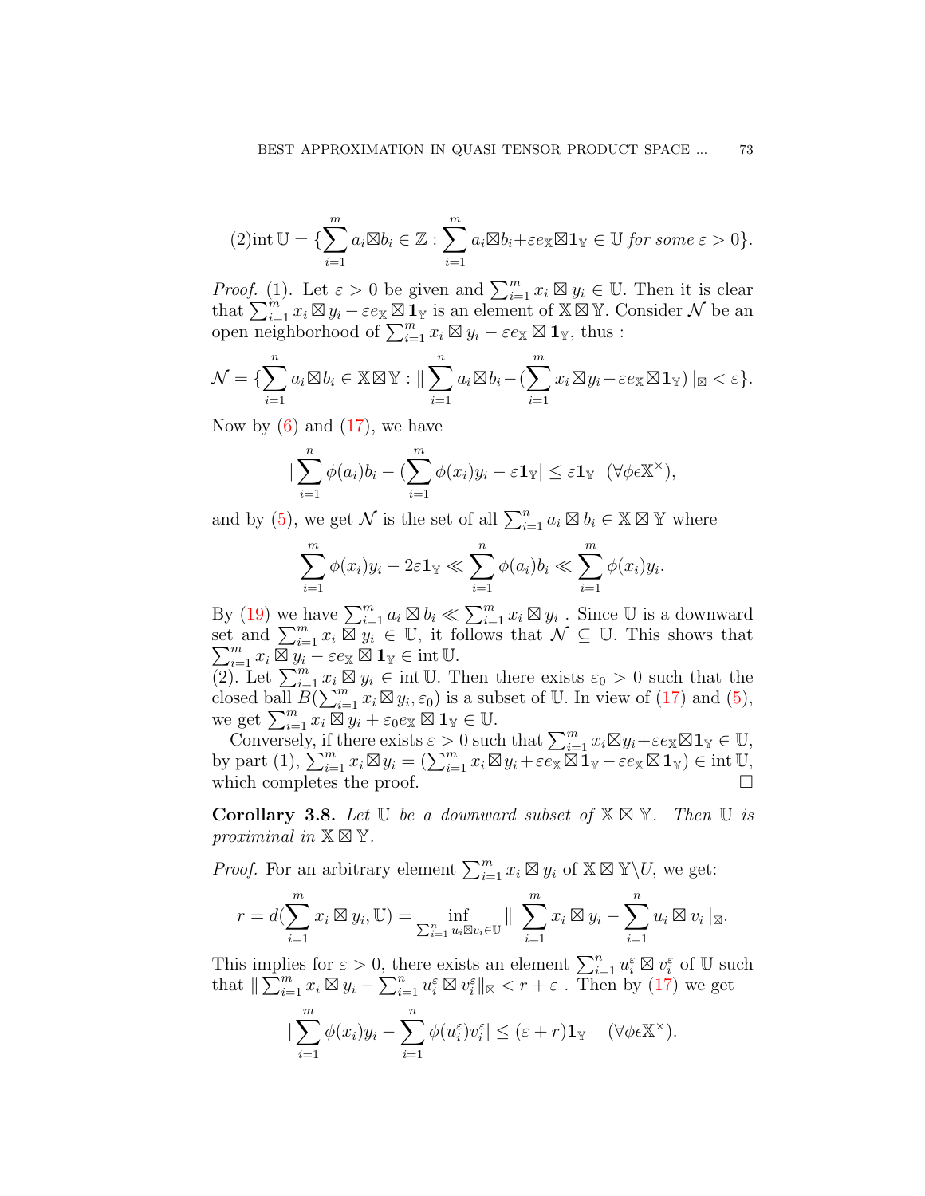$$(2)\text{int}\,\mathbb{U}=\{\sum_{i=1}^{m}a_i\boxtimes b_i\in\mathbb{Z}:\sum_{i=1}^{m}a_i\boxtimes b_i+\varepsilon e_{\mathbb{X}}\boxtimes\mathbf{1}_{\mathbb{Y}}\in\mathbb{U}\ \textit{for some}\ \varepsilon>0\}.$$

*Proof.* (1). Let $\varepsilon > 0$ be given and $\sum_{i=1}^{m} x_i \boxtimes y_i \in \mathbb{U}$. Then it is clear that $\sum_{i=1}^{m} x_i \boxtimes y_i - \varepsilon e_{\mathbb{X}} \boxtimes \mathbf{1}_{\mathbb{Y}}$ is an element of $\mathbb{X} \boxtimes \mathbb{Y}$. Consider $\mathcal{N}$ be an open neighborhood of $\sum_{i=1}^{m} x_i \boxtimes y_i - \varepsilon e_{\mathbb{X}} \boxtimes \mathbf{1}_{\mathbb{Y}}$, thus :

$$\mathcal{N}=\{\sum_{i=1}^{n}a_i\boxtimes b_i\in\mathbb{X}\boxtimes\mathbb{Y}:\|\sum_{i=1}^{n}a_i\boxtimes b_i-(\sum_{i=1}^{m}x_i\boxtimes y_i-\varepsilon e_{\mathbb{X}}\boxtimes\mathbf{1}_{\mathbb{Y}})\|_{\boxtimes}<\varepsilon\}.$$

Now by (6) and (17), we have

$$|\sum_{i=1}^{n}\phi(a_i)b_i-(\sum_{i=1}^{m}\phi(x_i)y_i-\varepsilon\mathbf{1}_{\mathbb{Y}}|\le\varepsilon\mathbf{1}_{\mathbb{Y}}\ \ (\forall\phi\epsilon\mathbb{X}^{\times}),$$

and by (5), we get $\mathcal{N}$ is the set of all $\sum_{i=1}^{n} a_i \boxtimes b_i \in \mathbb{X} \boxtimes \mathbb{Y}$ where

$$\sum_{i=1}^{m}\phi(x_i)y_i-2\varepsilon\mathbf{1}_{\mathbb{Y}}\ll\sum_{i=1}^{n}\phi(a_i)b_i\ll\sum_{i=1}^{m}\phi(x_i)y_i.$$

By (19) we have $\sum_{i=1}^{m} a_i \boxtimes b_i \ll \sum_{i=1}^{m} x_i \boxtimes y_i$ . Since $\mathbb{U}$ is a downward set and $\sum_{i=1}^{m} x_i \boxtimes y_i \in \mathbb{U}$, it follows that $\mathcal{N} \subseteq \mathbb{U}$. This shows that $\sum_{i=1}^{m} x_i \boxtimes y_i - \varepsilon e_{\mathbb{X}} \boxtimes \mathbf{1}_{\mathbb{Y}} \in \text{int}\,\mathbb{U}$.

(2). Let $\sum_{i=1}^{m} x_i \boxtimes y_i \in \text{int}\,\mathbb{U}$. Then there exists $\varepsilon_0 > 0$ such that the closed ball $B(\sum_{i=1}^{m} x_i \boxtimes y_i, \varepsilon_0)$ is a subset of $\mathbb{U}$. In view of (17) and (5), we get $\sum_{i=1}^{m} x_i \boxtimes y_i + \varepsilon_0 e_{\mathbb{X}} \boxtimes \mathbf{1}_{\mathbb{Y}} \in \mathbb{U}$.

Conversely, if there exists $\varepsilon > 0$ such that $\sum_{i=1}^{m} x_i \boxtimes y_i + \varepsilon e_{\mathbb{X}} \boxtimes \mathbf{1}_{\mathbb{Y}} \in \mathbb{U}$, by part (1), $\sum_{i=1}^{m} x_i \boxtimes y_i = (\sum_{i=1}^{m} x_i \boxtimes y_i + \varepsilon e_{\mathbb{X}} \boxtimes \mathbf{1}_{\mathbb{Y}} - \varepsilon e_{\mathbb{X}} \boxtimes \mathbf{1}_{\mathbb{Y}}) \in \text{int}\,\mathbb{U}$, which completes the proof. □

**Corollary 3.8.** *Let $\mathbb{U}$ be a downward subset of $\mathbb{X} \boxtimes \mathbb{Y}$. Then $\mathbb{U}$ is proximinal in $\mathbb{X} \boxtimes \mathbb{Y}$.*

*Proof.* For an arbitrary element $\sum_{i=1}^{m} x_i \boxtimes y_i$ of $\mathbb{X} \boxtimes \mathbb{Y} \backslash U$, we get:

$$r=d(\sum_{i=1}^{m}x_i\boxtimes y_i,\mathbb{U})=\inf_{\sum_{i=1}^{n}u_i\boxtimes v_i\in\mathbb{U}}\|\sum_{i=1}^{m}x_i\boxtimes y_i-\sum_{i=1}^{n}u_i\boxtimes v_i\|_{\boxtimes}.$$

This implies for $\varepsilon > 0$, there exists an element $\sum_{i=1}^{n} u_i^{\varepsilon} \boxtimes v_i^{\varepsilon}$ of $\mathbb{U}$ such that $\| \sum_{i=1}^{m} x_i \boxtimes y_i - \sum_{i=1}^{n} u_i^{\varepsilon} \boxtimes v_i^{\varepsilon} \|_{\boxtimes} < r + \varepsilon$ . Then by (17) we get

$$|\sum_{i=1}^{m}\phi(x_i)y_i-\sum_{i=1}^{n}\phi(u_i^{\varepsilon})v_i^{\varepsilon}|\le(\varepsilon+r)\mathbf{1}_{\mathbb{Y}}\quad(\forall\phi\epsilon\mathbb{X}^{\times}).$$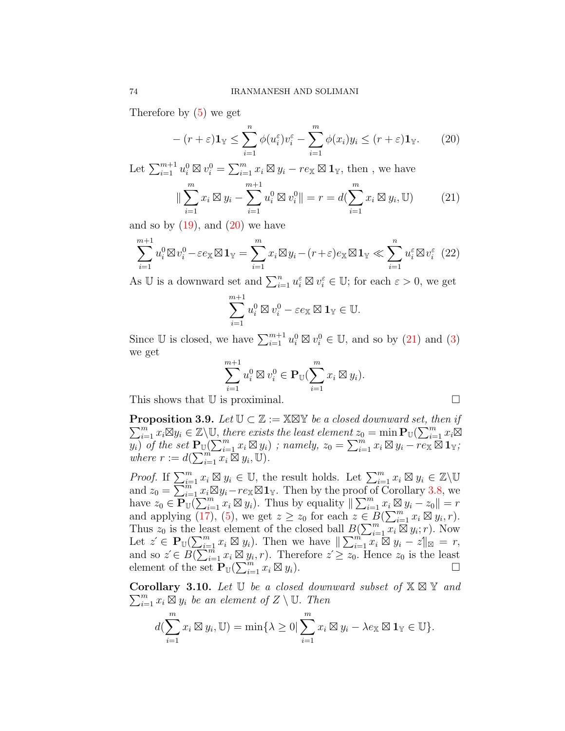Therefore by (5) we get

$$-(r+\varepsilon)\mathbf{1}_{\mathbb{Y}} \leq \sum_{i=1}^{n} \phi(u_i^{\varepsilon})v_i^{\varepsilon} - \sum_{i=1}^{m} \phi(x_i)y_i \leq (r+\varepsilon)\mathbf{1}_{\mathbb{Y}}. \tag{20}$$

Let $\sum_{i=1}^{m+1} u_i^0 \boxtimes v_i^0 = \sum_{i=1}^{m} x_i \boxtimes y_i - re_{\mathbb{X}} \boxtimes \mathbf{1}_{\mathbb{Y}}$, then , we have

$$\|\sum_{i=1}^{m} x_i \boxtimes y_i - \sum_{i=1}^{m+1} u_i^0 \boxtimes v_i^0\| = r = d(\sum_{i=1}^{m} x_i \boxtimes y_i, \mathbb{U}) \tag{21}$$

and so by (19), and (20) we have

$$\sum_{i=1}^{m+1} u_i^0 \boxtimes v_i^0 - \varepsilon e_{\mathbb{X}} \boxtimes \mathbf{1}_{\mathbb{Y}} = \sum_{i=1}^{m} x_i \boxtimes y_i - (r+\varepsilon)e_{\mathbb{X}} \boxtimes \mathbf{1}_{\mathbb{Y}} \ll \sum_{i=1}^{n} u_i^{\varepsilon} \boxtimes v_i^{\varepsilon} \tag{22}$$

As $\mathbb{U}$ is a downward set and $\sum_{i=1}^{n} u_i^{\varepsilon} \boxtimes v_i^{\varepsilon} \in \mathbb{U}$; for each $\varepsilon > 0$, we get

$$\sum_{i=1}^{m+1} u_i^0 \boxtimes v_i^0 - \varepsilon e_{\mathbb{X}} \boxtimes \mathbf{1}_{\mathbb{Y}} \in \mathbb{U}.$$

Since $\mathbb{U}$ is closed, we have $\sum_{i=1}^{m+1} u_i^0 \boxtimes v_i^0 \in \mathbb{U}$, and so by (21) and (3) we get

$$\sum_{i=1}^{m+1} u_i^0 \boxtimes v_i^0 \in \mathbf{P}_{\mathbb{U}}(\sum_{i=1}^{m} x_i \boxtimes y_i).$$

This shows that $\mathbb{U}$ is proximinal. □

**Proposition 3.9.** *Let $\mathbb{U} \subset \mathbb{Z} := \mathbb{X}\boxtimes\mathbb{Y}$ be a closed downward set, then if $\sum_{i=1}^{m} x_i \boxtimes y_i \in \mathbb{Z}\backslash\mathbb{U}$, there exists the least element $z_0 = \min \mathbf{P}_{\mathbb{U}}(\sum_{i=1}^{m} x_i \boxtimes y_i)$ of the set $\mathbf{P}_{\mathbb{U}}(\sum_{i=1}^{m} x_i \boxtimes y_i)$ ; namely, $z_0 = \sum_{i=1}^{m} x_i \boxtimes y_i - re_{\mathbb{X}} \boxtimes \mathbf{1}_{\mathbb{Y}}$; where $r := d(\sum_{i=1}^{m} x_i \boxtimes y_i, \mathbb{U})$.*

*Proof.* If $\sum_{i=1}^{m} x_i \boxtimes y_i \in \mathbb{U}$, the result holds. Let $\sum_{i=1}^{m} x_i \boxtimes y_i \in \mathbb{Z}\backslash\mathbb{U}$ and $z_0 = \sum_{i=1}^{m} x_i \boxtimes y_i - re_{\mathbb{X}} \boxtimes \mathbf{1}_{\mathbb{Y}}$. Then by the proof of Corollary 3.8, we have $z_0 \in \mathbf{P}_{\mathbb{U}}(\sum_{i=1}^{m} x_i \boxtimes y_i)$. Thus by equality $\|\sum_{i=1}^{m} x_i \boxtimes y_i - z_0\| = r$ and applying (17), (5), we get $z \geq z_0$ for each $z \in B(\sum_{i=1}^{m} x_i \boxtimes y_i, r)$. Thus $z_0$ is the least element of the closed ball $B(\sum_{i=1}^{m} x_i \boxtimes y_i; r)$. Now Let $z' \in \mathbf{P}_{\mathbb{U}}(\sum_{i=1}^{m} x_i \boxtimes y_i)$. Then we have $\|\sum_{i=1}^{m} x_i \boxtimes y_i - z'\|_{\boxtimes} = r$, and so $z' \in B(\sum_{i=1}^{m} x_i \boxtimes y_i, r)$. Therefore $z' \geq z_0$. Hence $z_0$ is the least element of the set $\mathbf{P}_{\mathbb{U}}(\sum_{i=1}^{m} x_i \boxtimes y_i)$. □

**Corollary 3.10.** *Let $\mathbb{U}$ be a closed downward subset of $\mathbb{X} \boxtimes \mathbb{Y}$ and $\sum_{i=1}^{m} x_i \boxtimes y_i$ be an element of $Z \setminus \mathbb{U}$. Then*

$$d(\sum_{i=1}^{m} x_i \boxtimes y_i, \mathbb{U}) = \min\{\lambda \geq 0 | \sum_{i=1}^{m} x_i \boxtimes y_i - \lambda e_{\mathbb{X}} \boxtimes \mathbf{1}_{\mathbb{Y}} \in \mathbb{U}\}.$$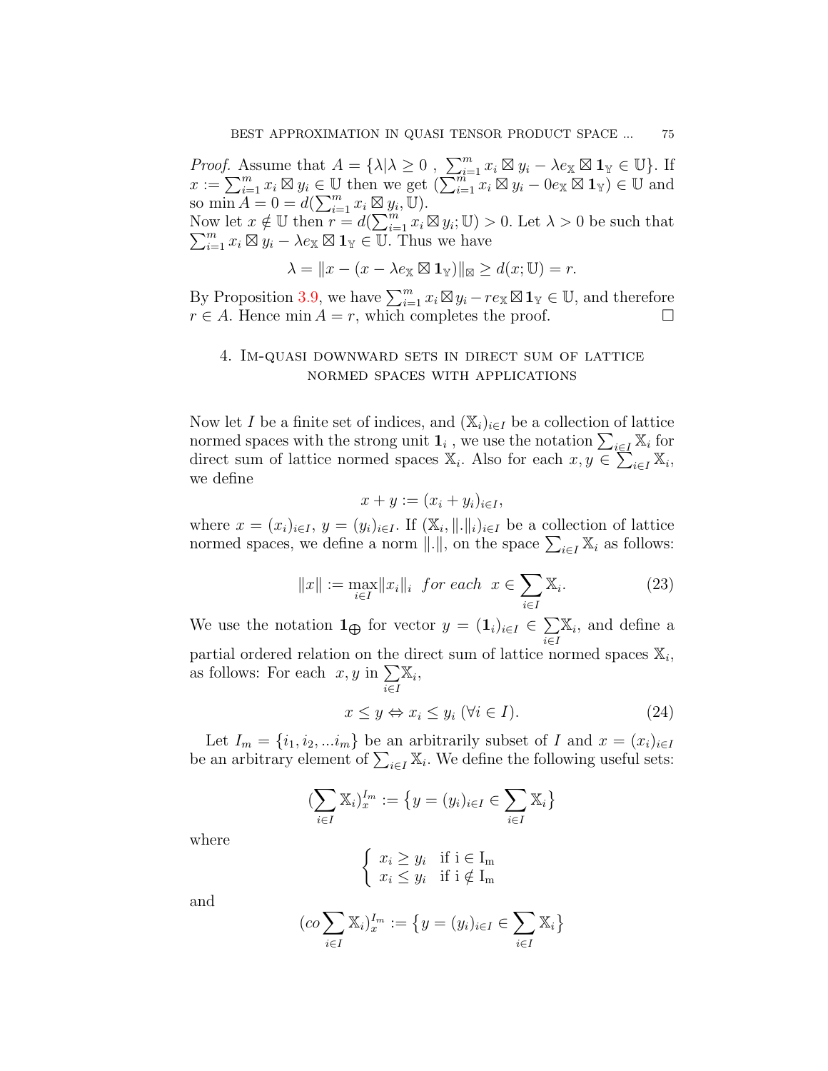*Proof.* Assume that $A = \{\lambda | \lambda \geq 0\ ,\ \sum_{i=1}^{m} x_i \boxtimes y_i - \lambda e_{\mathbb{X}} \boxtimes \mathbf{1}_{\mathbb{Y}} \in \mathbb{U}\}$. If $x := \sum_{i=1}^{m} x_i \boxtimes y_i \in \mathbb{U}$ then we get $(\sum_{i=1}^{m} x_i \boxtimes y_i - 0 e_{\mathbb{X}} \boxtimes \mathbf{1}_{\mathbb{Y}}) \in \mathbb{U}$ and so $\min A = 0 = d(\sum_{i=1}^{m} x_i \boxtimes y_i, \mathbb{U})$.
Now let $x \notin \mathbb{U}$ then $r = d(\sum_{i=1}^{m} x_i \boxtimes y_i; \mathbb{U}) > 0$. Let $\lambda > 0$ be such that $\sum_{i=1}^{m} x_i \boxtimes y_i - \lambda e_{\mathbb{X}} \boxtimes \mathbf{1}_{\mathbb{Y}} \in \mathbb{U}$. Thus we have

$$\lambda = \|x - (x - \lambda e_{\mathbb{X}} \boxtimes \mathbf{1}_{\mathbb{Y}})\|_{\boxtimes} \geq d(x; \mathbb{U}) = r.$$

By Proposition 3.9, we have $\sum_{i=1}^{m} x_i \boxtimes y_i - r e_{\mathbb{X}} \boxtimes \mathbf{1}_{\mathbb{Y}} \in \mathbb{U}$, and therefore $r \in A$. Hence $\min A = r$, which completes the proof. □

## 4. Im-quasi downward sets in direct sum of lattice normed spaces with applications

Now let $I$ be a finite set of indices, and $(\mathbb{X}_i)_{i\in I}$ be a collection of lattice normed spaces with the strong unit $\mathbf{1}_i$ , we use the notation $\sum_{i\in I} \mathbb{X}_i$ for direct sum of lattice normed spaces $\mathbb{X}_i$. Also for each $x, y \in \sum_{i\in I} \mathbb{X}_i$, we define

$$x + y := (x_i + y_i)_{i\in I},$$

where $x = (x_i)_{i\in I}$, $y = (y_i)_{i\in I}$. If $(\mathbb{X}_i, \|.\|_i)_{i\in I}$ be a collection of lattice normed spaces, we define a norm $\|.\|$, on the space $\sum_{i\in I} \mathbb{X}_i$ as follows:

$$\|x\| := \max_{i\in I} \|x_i\|_i \quad for\ each \quad x \in \sum_{i\in I} \mathbb{X}_i. \tag{23}$$

We use the notation $\mathbf{1}_{\bigoplus}$ for vector $y = (\mathbf{1}_i)_{i\in I} \in \sum_{i\in I} \mathbb{X}_i$, and define a partial ordered relation on the direct sum of lattice normed spaces $\mathbb{X}_i$, as follows: For each $x, y$ in $\sum_{i\in I} \mathbb{X}_i$,

$$x \leq y \Leftrightarrow x_i \leq y_i \ (\forall i \in I). \tag{24}$$

Let $I_m = \{i_1, i_2, ... i_m\}$ be an arbitrarily subset of $I$ and $x = (x_i)_{i\in I}$ be an arbitrary element of $\sum_{i\in I} \mathbb{X}_i$. We define the following useful sets:

$$(\sum_{i\in I} \mathbb{X}_i)_x^{I_m} := \{y = (y_i)_{i\in I} \in \sum_{i\in I} \mathbb{X}_i\}$$

where

$$\begin{cases} x_i \geq y_i & \text{if } i \in I_m \\ x_i \leq y_i & \text{if } i \notin I_m \end{cases}$$

and

$$(co \sum_{i\in I} \mathbb{X}_i)_x^{I_m} := \{y = (y_i)_{i\in I} \in \sum_{i\in I} \mathbb{X}_i\}$$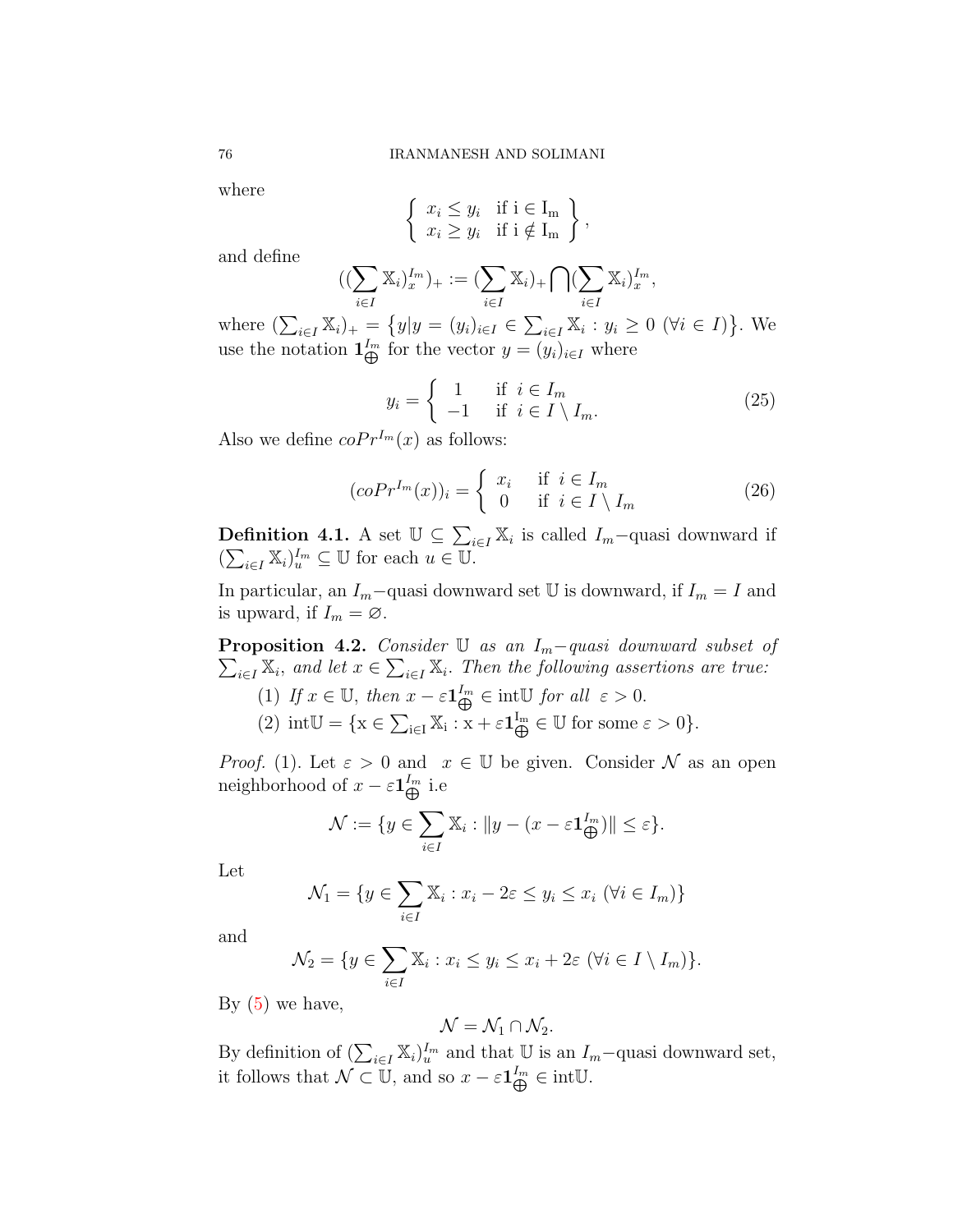where

$$\left\{ \begin{array}{ll} x_i \leq y_i & \text{if i} \in \mathrm{I_m} \\ x_i \geq y_i & \text{if i} \notin \mathrm{I_m} \end{array} \right\},$$

and define

$$((\sum_{i\in I} \mathbb{X}_i)_x^{I_m})_+ := (\sum_{i\in I} \mathbb{X}_i)_+ \bigcap (\sum_{i\in I} \mathbb{X}_i)_x^{I_m},$$

where $(\sum_{i\in I} \mathbb{X}_i)_+ = \{y | y = (y_i)_{i\in I} \in \sum_{i\in I} \mathbb{X}_i : y_i \geq 0 \ (\forall i \in I)\}$. We use the notation $\mathbf{1}_{\bigoplus}^{I_m}$ for the vector $y = (y_i)_{i\in I}$ where

$$y_i = \left\{ \begin{array}{ll} 1 & \text{if } \ i \in I_m \\ -1 & \text{if } \ i \in I \setminus I_m. \end{array} \right. \tag{25}$$

Also we define $coPr^{I_m}(x)$ as follows:

$$(coPr^{I_m}(x))_i = \left\{ \begin{array}{ll} x_i & \text{if } \ i \in I_m \\ 0 & \text{if } \ i \in I \setminus I_m \end{array} \right. \tag{26}$$

**Definition 4.1.** A set $\mathbb{U} \subseteq \sum_{i\in I} \mathbb{X}_i$ is called $I_m-$quasi downward if $(\sum_{i\in I} \mathbb{X}_i)_u^{I_m} \subseteq \mathbb{U}$ for each $u \in \mathbb{U}$.

In particular, an $I_m-$quasi downward set $\mathbb{U}$ is downward, if $I_m = I$ and is upward, if $I_m = \varnothing$.

**Proposition 4.2.** *Consider $\mathbb{U}$ as an $I_m-$quasi downward subset of $\sum_{i\in I} \mathbb{X}_i$, and let $x \in \sum_{i\in I} \mathbb{X}_i$. Then the following assertions are true:*

(1) *If $x \in \mathbb{U}$, then $x - \varepsilon \mathbf{1}_{\bigoplus}^{I_m} \in \mathrm{int}\mathbb{U}$ for all $\varepsilon > 0$.*

(2) $\mathrm{int}\mathbb{U} = \{\mathrm{x} \in \sum_{\mathrm{i}\in \mathrm{I}} \mathbb{X}_\mathrm{i} : \mathrm{x} + \varepsilon \mathbf{1}_{\bigoplus}^{\mathrm{I_m}} \in \mathbb{U} \text{ for some } \varepsilon > 0\}$.

*Proof.* (1). Let $\varepsilon > 0$ and $x \in \mathbb{U}$ be given. Consider $\mathcal{N}$ as an open neighborhood of $x - \varepsilon \mathbf{1}_{\bigoplus}^{I_m}$ i.e

$$\mathcal{N} := \{y \in \sum_{i\in I} \mathbb{X}_i : \|y - (x - \varepsilon \mathbf{1}_{\bigoplus}^{I_m})\| \leq \varepsilon\}.$$

Let

$$\mathcal{N}_1 = \{y \in \sum_{i\in I} \mathbb{X}_i : x_i - 2\varepsilon \leq y_i \leq x_i \ (\forall i \in I_m)\}$$

and

$$\mathcal{N}_2 = \{y \in \sum_{i\in I} \mathbb{X}_i : x_i \leq y_i \leq x_i + 2\varepsilon \ (\forall i \in I \setminus I_m)\}.$$

By (5) we have,

$$\mathcal{N} = \mathcal{N}_1 \cap \mathcal{N}_2.$$

By definition of $(\sum_{i\in I} \mathbb{X}_i)_u^{I_m}$ and that $\mathbb{U}$ is an $I_m-$quasi downward set, it follows that $\mathcal{N} \subset \mathbb{U}$, and so $x - \varepsilon \mathbf{1}_{\bigoplus}^{I_m} \in \mathrm{int}\mathbb{U}$.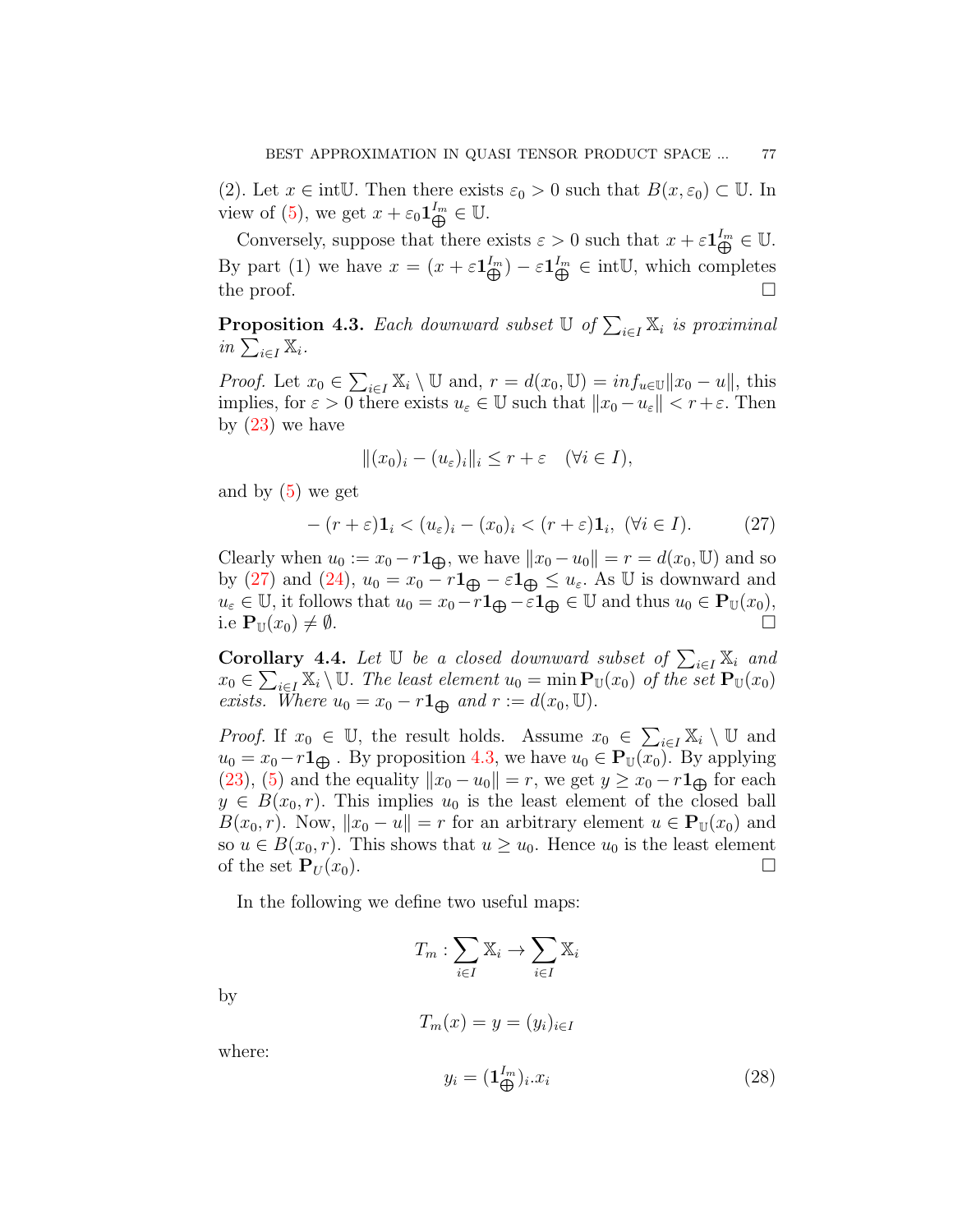(2). Let $x \in \text{int}\mathbb{U}$. Then there exists $\varepsilon_0 > 0$ such that $B(x, \varepsilon_0) \subset \mathbb{U}$. In view of (5), we get $x + \varepsilon_0 \mathbf{1}_{\bigoplus}^{I_m} \in \mathbb{U}$.

Conversely, suppose that there exists $\varepsilon > 0$ such that $x + \varepsilon \mathbf{1}_{\bigoplus}^{I_m} \in \mathbb{U}$. By part (1) we have $x = (x + \varepsilon \mathbf{1}_{\bigoplus}^{I_m}) - \varepsilon \mathbf{1}_{\bigoplus}^{I_m} \in \text{int}\mathbb{U}$, which completes the proof. □

**Proposition 4.3.** *Each downward subset $\mathbb{U}$ of $\sum_{i \in I} \mathbb{X}_i$ is proximinal in $\sum_{i \in I} \mathbb{X}_i$.*

*Proof.* Let $x_0 \in \sum_{i \in I} \mathbb{X}_i \setminus \mathbb{U}$ and, $r = d(x_0, \mathbb{U}) = inf_{u \in \mathbb{U}} \|x_0 - u\|$, this implies, for $\varepsilon > 0$ there exists $u_\varepsilon \in \mathbb{U}$ such that $\|x_0 - u_\varepsilon\| < r + \varepsilon$. Then by (23) we have

$$\|(x_0)_i - (u_\varepsilon)_i\|_i \leq r + \varepsilon \quad (\forall i \in I),$$

and by (5) we get

$$-(r+\varepsilon)\mathbf{1}_i < (u_\varepsilon)_i - (x_0)_i < (r+\varepsilon)\mathbf{1}_i, \ (\forall i \in I). \tag{27}$$

Clearly when $u_0 := x_0 - r\mathbf{1}_{\bigoplus}$, we have $\|x_0 - u_0\| = r = d(x_0, \mathbb{U})$ and so by (27) and (24), $u_0 = x_0 - r\mathbf{1}_{\bigoplus} - \varepsilon \mathbf{1}_{\bigoplus} \leq u_\varepsilon$. As $\mathbb{U}$ is downward and $u_\varepsilon \in \mathbb{U}$, it follows that $u_0 = x_0 - r\mathbf{1}_{\bigoplus} - \varepsilon \mathbf{1}_{\bigoplus} \in \mathbb{U}$ and thus $u_0 \in \mathbf{P}_{\mathbb{U}}(x_0)$, i.e $\mathbf{P}_{\mathbb{U}}(x_0) \neq \emptyset$. □

**Corollary 4.4.** *Let $\mathbb{U}$ be a closed downward subset of $\sum_{i \in I} \mathbb{X}_i$ and $x_0 \in \sum_{i \in I} \mathbb{X}_i \setminus \mathbb{U}$. The least element $u_0 = \min \mathbf{P}_{\mathbb{U}}(x_0)$ of the set $\mathbf{P}_{\mathbb{U}}(x_0)$ exists. Where $u_0 = x_0 - r\mathbf{1}_{\bigoplus}$ and $r := d(x_0, \mathbb{U})$.*

*Proof.* If $x_0 \in \mathbb{U}$, the result holds. Assume $x_0 \in \sum_{i \in I} \mathbb{X}_i \setminus \mathbb{U}$ and $u_0 = x_0 - r\mathbf{1}_{\bigoplus}$ . By proposition 4.3, we have $u_0 \in \mathbf{P}_{\mathbb{U}}(x_0)$. By applying (23), (5) and the equality $\|x_0 - u_0\| = r$, we get $y \geq x_0 - r\mathbf{1}_{\bigoplus}$ for each $y \in B(x_0, r)$. This implies $u_0$ is the least element of the closed ball $B(x_0, r)$. Now, $\|x_0 - u\| = r$ for an arbitrary element $u \in \mathbf{P}_{\mathbb{U}}(x_0)$ and so $u \in B(x_0, r)$. This shows that $u \geq u_0$. Hence $u_0$ is the least element of the set $\mathbf{P}_U(x_0)$. □

In the following we define two useful maps:

$$T_m : \sum_{i \in I} \mathbb{X}_i \to \sum_{i \in I} \mathbb{X}_i$$

by

$$T_m(x) = y = (y_i)_{i \in I}$$

where:

$$y_i = (\mathbf{1}_{\bigoplus}^{I_m})_i . x_i \tag{28}$$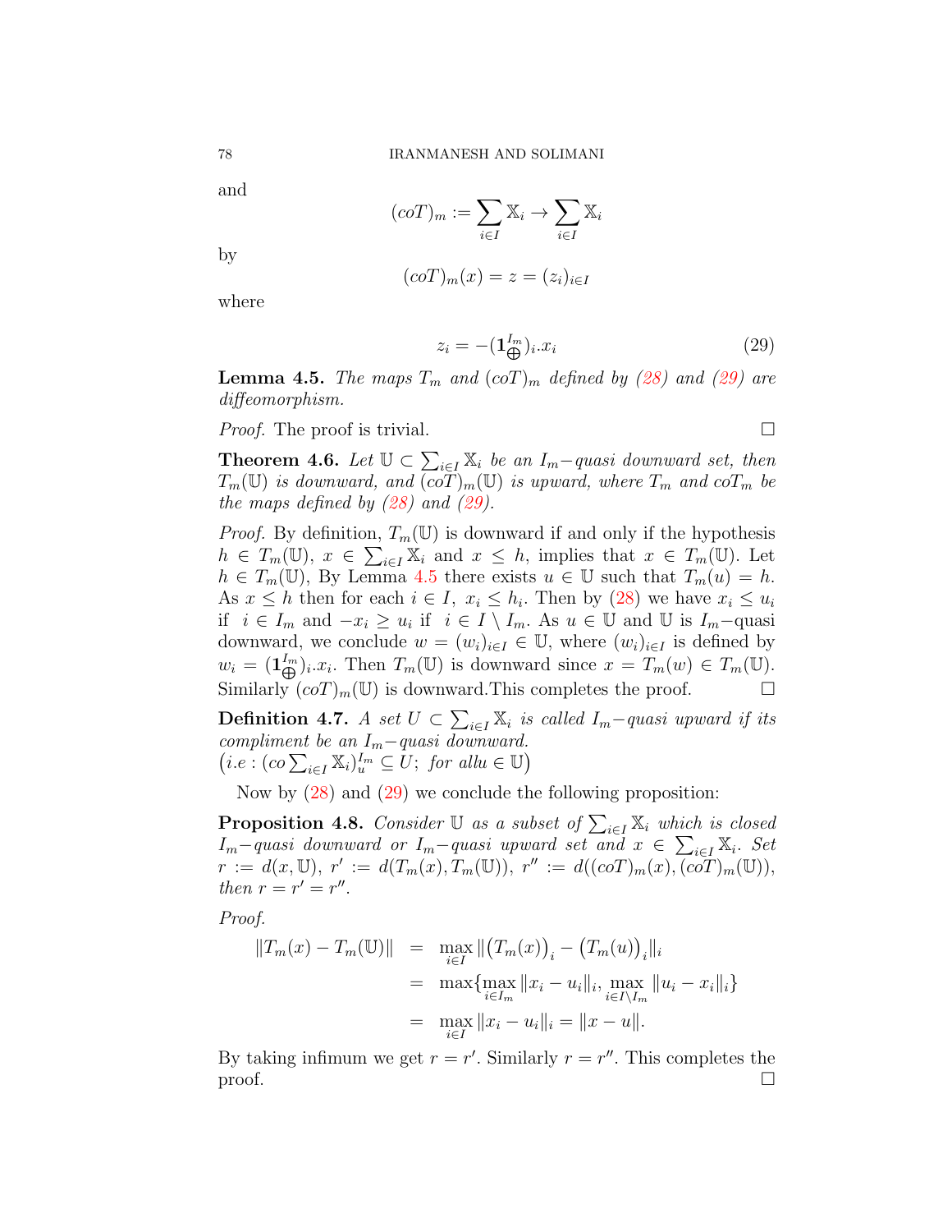and

$$(coT)_m := \sum_{i\in I} \mathbb{X}_i \to \sum_{i\in I} \mathbb{X}_i$$

by

$$(coT)_m(x) = z = (z_i)_{i\in I}$$

where

$$z_i = -(\mathbf{1}_{\bigoplus}^{I_m})_i.x_i \tag{29}$$

**Lemma 4.5.** *The maps $T_m$ and $(coT)_m$ defined by (28) and (29) are diffeomorphism.*

*Proof.* The proof is trivial. □

**Theorem 4.6.** *Let $\mathbb{U} \subset \sum_{i\in I} \mathbb{X}_i$ be an $I_m-$quasi downward set, then $T_m(\mathbb{U})$ is downward, and $(coT)_m(\mathbb{U})$ is upward, where $T_m$ and $coT_m$ be the maps defined by (28) and (29).*

*Proof.* By definition, $T_m(\mathbb{U})$ is downward if and only if the hypothesis $h \in T_m(\mathbb{U})$, $x \in \sum_{i\in I} \mathbb{X}_i$ and $x \leq h$, implies that $x \in T_m(\mathbb{U})$. Let $h \in T_m(\mathbb{U})$, By Lemma 4.5 there exists $u \in \mathbb{U}$ such that $T_m(u) = h$. As $x \leq h$ then for each $i \in I$, $x_i \leq h_i$. Then by (28) we have $x_i \leq u_i$ if $i \in I_m$ and $-x_i \geq u_i$ if $i \in I \setminus I_m$. As $u \in \mathbb{U}$ and $\mathbb{U}$ is $I_m-$quasi downward, we conclude $w = (w_i)_{i\in I} \in \mathbb{U}$, where $(w_i)_{i\in I}$ is defined by $w_i = (\mathbf{1}_{\bigoplus}^{I_m})_i.x_i$. Then $T_m(\mathbb{U})$ is downward since $x = T_m(w) \in T_m(\mathbb{U})$. Similarly $(coT)_m(\mathbb{U})$ is downward.This completes the proof. □

**Definition 4.7.** *A set $U \subset \sum_{i\in I} \mathbb{X}_i$ is called $I_m-$quasi upward if its compliment be an $I_m-$quasi downward.*
$\big(i.e : (co\sum_{i\in I} \mathbb{X}_i)_u^{I_m} \subseteq U;\ for\ all u \in \mathbb{U}\big)$

Now by (28) and (29) we conclude the following proposition:

**Proposition 4.8.** *Consider $\mathbb{U}$ as a subset of $\sum_{i\in I} \mathbb{X}_i$ which is closed $I_m-$quasi downward or $I_m-$quasi upward set and $x \in \sum_{i\in I} \mathbb{X}_i$. Set $r := d(x, \mathbb{U})$, $r' := d(T_m(x), T_m(\mathbb{U}))$, $r'' := d((coT)_m(x), (coT)_m(\mathbb{U}))$, then $r = r' = r''$.*

*Proof.*

$$\begin{aligned}
\|T_m(x) - T_m(\mathbb{U})\| &= \max_{i\in I} \|\big(T_m(x)\big)_i - \big(T_m(u)\big)_i\|_i \\
&= \max\{\max_{i\in I_m} \|x_i - u_i\|_i, \max_{i\in I\setminus I_m} \|u_i - x_i\|_i\} \\
&= \max_{i\in I} \|x_i - u_i\|_i = \|x - u\|.
\end{aligned}$$

By taking infimum we get $r = r'$. Similarly $r = r''$. This completes the proof. □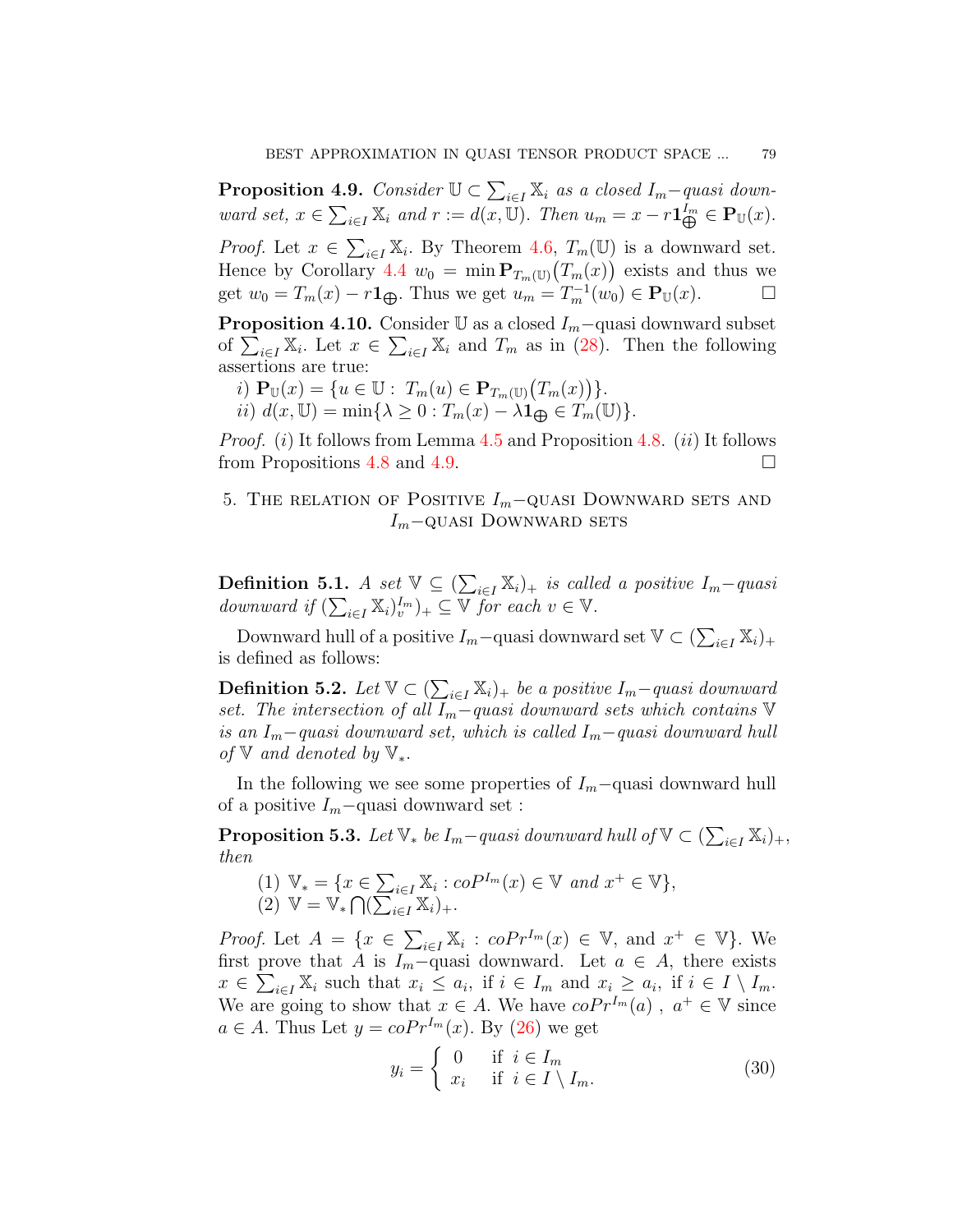**Proposition 4.9.** *Consider $\mathbb{U} \subset \sum_{i\in I} \mathbb{X}_i$ as a closed $I_m-$quasi downward set, $x \in \sum_{i\in I} \mathbb{X}_i$ and $r := d(x, \mathbb{U})$. Then $u_m = x - r\mathbf{1}_{\bigoplus}^{I_m} \in \mathbf{P}_{\mathbb{U}}(x)$.*

*Proof.* Let $x \in \sum_{i\in I} \mathbb{X}_i$. By Theorem 4.6, $T_m(\mathbb{U})$ is a downward set. Hence by Corollary 4.4 $w_0 = \min \mathbf{P}_{T_m(\mathbb{U})}\big(T_m(x)\big)$ exists and thus we get $w_0 = T_m(x) - r\mathbf{1}_{\bigoplus}$. Thus we get $u_m = T_m^{-1}(w_0) \in \mathbf{P}_{\mathbb{U}}(x)$. $\square$

**Proposition 4.10.** Consider $\mathbb{U}$ as a closed $I_m-$quasi downward subset of $\sum_{i\in I} \mathbb{X}_i$. Let $x \in \sum_{i\in I} \mathbb{X}_i$ and $T_m$ as in (28). Then the following assertions are true:

*i)* $\mathbf{P}_{\mathbb{U}}(x) = \{u \in \mathbb{U} : \ T_m(u) \in \mathbf{P}_{T_m(\mathbb{U})}\big(T_m(x)\big)\}$.
*ii)* $d(x, \mathbb{U}) = \min\{\lambda \geq 0 : T_m(x) - \lambda\mathbf{1}_{\bigoplus} \in T_m(\mathbb{U})\}$.

*Proof.* $(i)$ It follows from Lemma 4.5 and Proposition 4.8. $(ii)$ It follows from Propositions 4.8 and 4.9. $\square$

## 5. The relation of Positive $I_m-$quasi Downward sets and $I_m-$quasi Downward sets

**Definition 5.1.** *A set $\mathbb{V} \subseteq (\sum_{i\in I} \mathbb{X}_i)_+$ is called a positive $I_m-$quasi downward if $(\sum_{i\in I} \mathbb{X}_i)_v^{I_m})_+ \subseteq \mathbb{V}$ for each $v \in \mathbb{V}$.*

Downward hull of a positive $I_m-$quasi downward set $\mathbb{V} \subset (\sum_{i\in I} \mathbb{X}_i)_+$ is defined as follows:

**Definition 5.2.** *Let $\mathbb{V} \subset (\sum_{i\in I} \mathbb{X}_i)_+$ be a positive $I_m-$quasi downward set. The intersection of all $I_m-$quasi downward sets which contains $\mathbb{V}$ is an $I_m-$quasi downward set, which is called $I_m-$quasi downward hull of $\mathbb{V}$ and denoted by $\mathbb{V}_*$.*

In the following we see some properties of $I_m-$quasi downward hull of a positive $I_m-$quasi downward set :

**Proposition 5.3.** *Let $\mathbb{V}_*$ be $I_m-$quasi downward hull of $\mathbb{V} \subset (\sum_{i\in I} \mathbb{X}_i)_+$, then*

(1) $\mathbb{V}_* = \{x \in \sum_{i\in I} \mathbb{X}_i : coP^{I_m}(x) \in \mathbb{V} \text{ and } x^+ \in \mathbb{V}\}$,
(2) $\mathbb{V} = \mathbb{V}_* \bigcap (\sum_{i\in I} \mathbb{X}_i)_+$.

*Proof.* Let $A = \{x \in \sum_{i\in I} \mathbb{X}_i : coPr^{I_m}(x) \in \mathbb{V}, \text{ and } x^+ \in \mathbb{V}\}$. We first prove that $A$ is $I_m-$quasi downward. Let $a \in A$, there exists $x \in \sum_{i\in I} \mathbb{X}_i$ such that $x_i \leq a_i$, if $i \in I_m$ and $x_i \geq a_i$, if $i \in I \setminus I_m$. We are going to show that $x \in A$. We have $coPr^{I_m}(a)$ , $a^+ \in \mathbb{V}$ since $a \in A$. Thus Let $y = coPr^{I_m}(x)$. By (26) we get

$$y_i = \begin{cases} 0 & \text{if } \ i \in I_m \\ x_i & \text{if } \ i \in I \setminus I_m. \end{cases} \tag{30}$$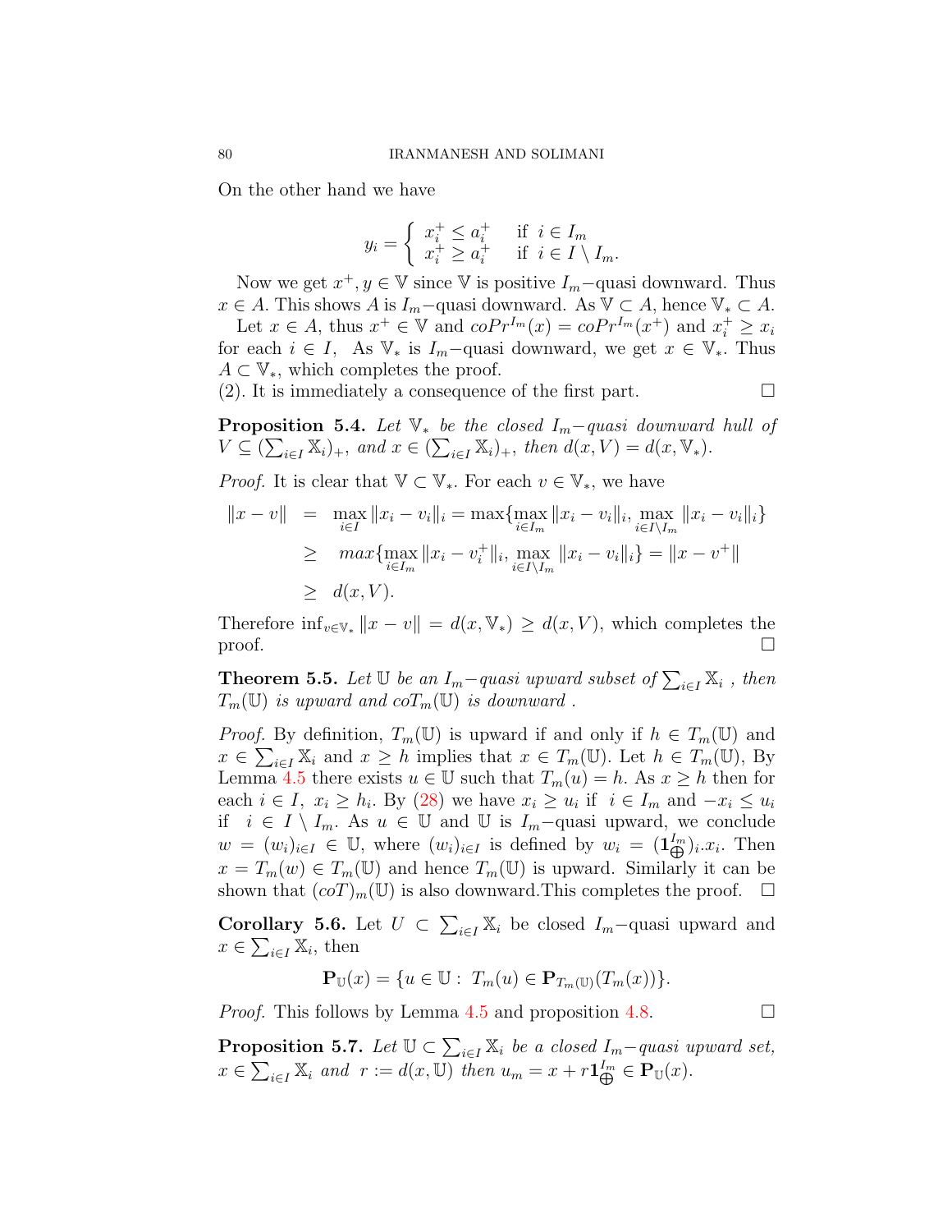On the other hand we have

$$y_i = \begin{cases} x_i^+ \leq a_i^+ & \text{if } \ i \in I_m \\ x_i^+ \geq a_i^+ & \text{if } \ i \in I \setminus I_m. \end{cases}$$

Now we get $x^+, y \in \mathbb{V}$ since $\mathbb{V}$ is positive $I_m-$quasi downward. Thus $x \in A$. This shows $A$ is $I_m-$quasi downward. As $\mathbb{V} \subset A$, hence $\mathbb{V}_* \subset A$.

Let $x \in A$, thus $x^+ \in \mathbb{V}$ and $coPr^{I_m}(x) = coPr^{I_m}(x^+)$ and $x_i^+ \geq x_i$ for each $i \in I$, As $\mathbb{V}_*$ is $I_m-$quasi downward, we get $x \in \mathbb{V}_*$. Thus $A \subset \mathbb{V}_*$, which completes the proof.

(2). It is immediately a consequence of the first part. □

**Proposition 5.4.** *Let $\mathbb{V}_*$ be the closed $I_m-$quasi downward hull of $V \subseteq (\sum_{i\in I} \mathbb{X}_i)_+$, and $x \in (\sum_{i\in I} \mathbb{X}_i)_+$, then $d(x, V) = d(x, \mathbb{V}_*)$.*

*Proof.* It is clear that $\mathbb{V} \subset \mathbb{V}_*$. For each $v \in \mathbb{V}_*$, we have

$$\begin{aligned} \|x - v\| &= \max_{i\in I} \|x_i - v_i\|_i = \max\{\max_{i\in I_m} \|x_i - v_i\|_i, \max_{i\in I\setminus I_m} \|x_i - v_i\|_i\} \\ &\geq \ max\{\max_{i\in I_m} \|x_i - v_i^+\|_i, \max_{i\in I\setminus I_m} \|x_i - v_i\|_i\} = \|x - v^+\| \\ &\geq \ d(x, V). \end{aligned}$$

Therefore $\inf_{v\in \mathbb{V}_*} \|x - v\| = d(x, \mathbb{V}_*) \geq d(x, V)$, which completes the proof. □

**Theorem 5.5.** *Let $\mathbb{U}$ be an $I_m-$quasi upward subset of $\sum_{i\in I} \mathbb{X}_i$ , then $T_m(\mathbb{U})$ is upward and $coT_m(\mathbb{U})$ is downward .*

*Proof.* By definition, $T_m(\mathbb{U})$ is upward if and only if $h \in T_m(\mathbb{U})$ and $x \in \sum_{i\in I} \mathbb{X}_i$ and $x \geq h$ implies that $x \in T_m(\mathbb{U})$. Let $h \in T_m(\mathbb{U})$, By Lemma 4.5 there exists $u \in \mathbb{U}$ such that $T_m(u) = h$. As $x \geq h$ then for each $i \in I$, $x_i \geq h_i$. By (28) we have $x_i \geq u_i$ if $i \in I_m$ and $-x_i \leq u_i$ if $i \in I \setminus I_m$. As $u \in \mathbb{U}$ and $\mathbb{U}$ is $I_m-$quasi upward, we conclude $w = (w_i)_{i\in I} \in \mathbb{U}$, where $(w_i)_{i\in I}$ is defined by $w_i = (\mathbf{1}_{\bigoplus}^{I_m})_i.x_i$. Then $x = T_m(w) \in T_m(\mathbb{U})$ and hence $T_m(\mathbb{U})$ is upward. Similarly it can be shown that $(coT)_m(\mathbb{U})$ is also downward.This completes the proof. □

**Corollary 5.6.** Let $U \subset \sum_{i\in I} \mathbb{X}_i$ be closed $I_m-$quasi upward and $x \in \sum_{i\in I} \mathbb{X}_i$, then

$$\mathbf{P}_{\mathbb{U}}(x) = \{u \in \mathbb{U} : \ T_m(u) \in \mathbf{P}_{T_m(\mathbb{U})}(T_m(x))\}.$$

*Proof.* This follows by Lemma 4.5 and proposition 4.8. □

**Proposition 5.7.** *Let $\mathbb{U} \subset \sum_{i\in I} \mathbb{X}_i$ be a closed $I_m-$quasi upward set, $x \in \sum_{i\in I} \mathbb{X}_i$ and $r := d(x, \mathbb{U})$ then $u_m = x + r\mathbf{1}_{\bigoplus}^{I_m} \in \mathbf{P}_{\mathbb{U}}(x)$.*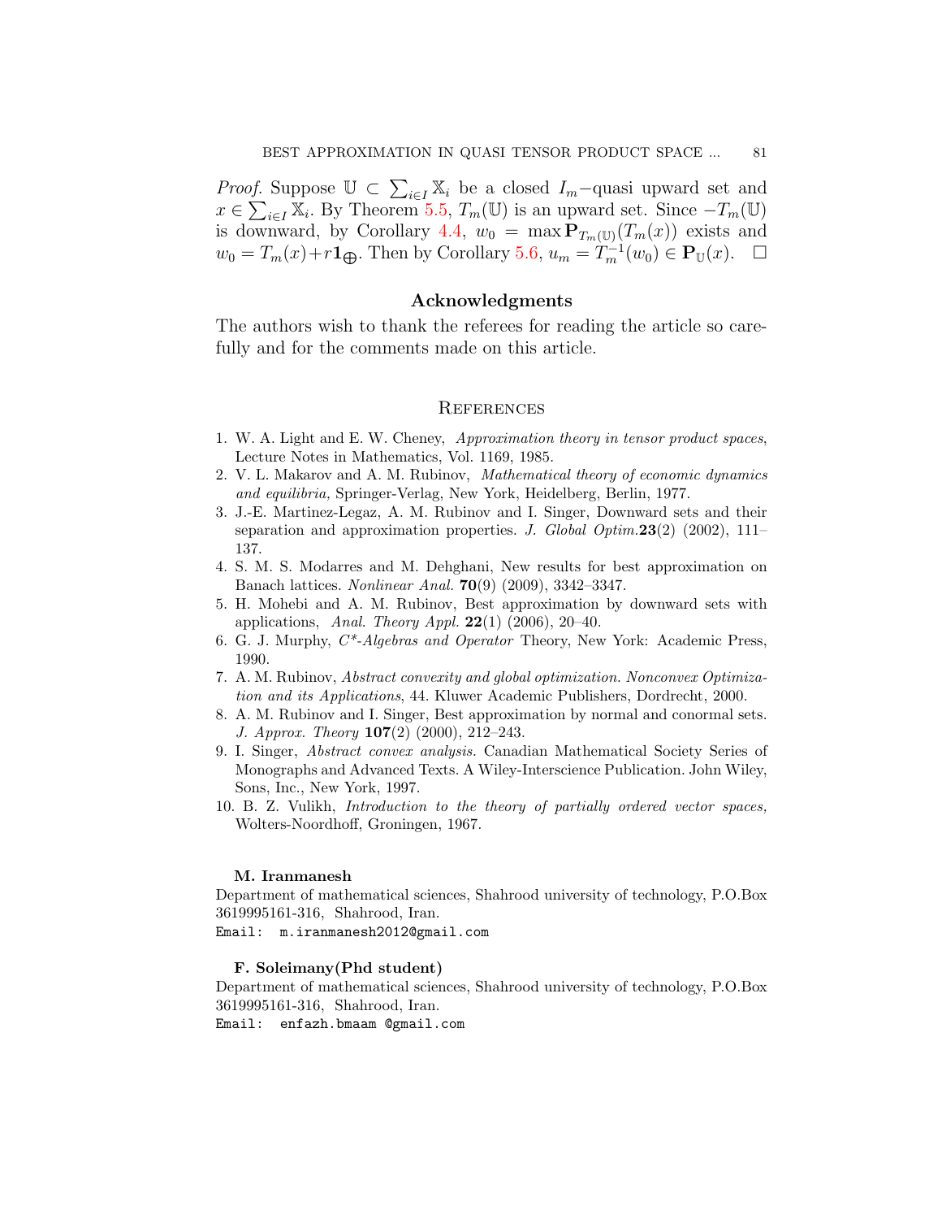*Proof.* Suppose $\mathbb{U} \subset \sum_{i\in I} \mathbb{X}_i$ be a closed $I_m-$quasi upward set and $x \in \sum_{i\in I} \mathbb{X}_i$. By Theorem 5.5, $T_m(\mathbb{U})$ is an upward set. Since $-T_m(\mathbb{U})$ is downward, by Corollary 4.4, $w_0 = \max \mathbf{P}_{T_m(\mathbb{U})}(T_m(x))$ exists and $w_0 = T_m(x)+r\mathbf{1}_{\bigoplus}$. Then by Corollary 5.6, $u_m = T_m^{-1}(w_0) \in \mathbf{P}_{\mathbb{U}}(x)$. $\square$

## Acknowledgments

The authors wish to thank the referees for reading the article so carefully and for the comments made on this article.

## References

1. W. A. Light and E. W. Cheney, *Approximation theory in tensor product spaces*, Lecture Notes in Mathematics, Vol. 1169, 1985.
2. V. L. Makarov and A. M. Rubinov, *Mathematical theory of economic dynamics and equilibria,* Springer-Verlag, New York, Heidelberg, Berlin, 1977.
3. J.-E. Martinez-Legaz, A. M. Rubinov and I. Singer, Downward sets and their separation and approximation properties. *J. Global Optim.* **23**(2) (2002), 111–137.
4. S. M. S. Modarres and M. Dehghani, New results for best approximation on Banach lattices. *Nonlinear Anal.* **70**(9) (2009), 3342–3347.
5. H. Mohebi and A. M. Rubinov, Best approximation by downward sets with applications, *Anal. Theory Appl.* **22**(1) (2006), 20–40.
6. G. J. Murphy, *C\*-Algebras and Operator* Theory, New York: Academic Press, 1990.
7. A. M. Rubinov, *Abstract convexity and global optimization. Nonconvex Optimization and its Applications*, 44. Kluwer Academic Publishers, Dordrecht, 2000.
8. A. M. Rubinov and I. Singer, Best approximation by normal and conormal sets. *J. Approx. Theory* **107**(2) (2000), 212–243.
9. I. Singer, *Abstract convex analysis.* Canadian Mathematical Society Series of Monographs and Advanced Texts. A Wiley-Interscience Publication. John Wiley, Sons, Inc., New York, 1997.
10. B. Z. Vulikh, *Introduction to the theory of partially ordered vector spaces,* Wolters-Noordhoff, Groningen, 1967.

**M. Iranmanesh**

Department of mathematical sciences, Shahrood university of technology, P.O.Box 3619995161-316, Shahrood, Iran.

Email: m.iranmanesh2012@gmail.com

**F. Soleimany(Phd student)**

Department of mathematical sciences, Shahrood university of technology, P.O.Box 3619995161-316, Shahrood, Iran.

Email: enfazh.bmaam @gmail.com